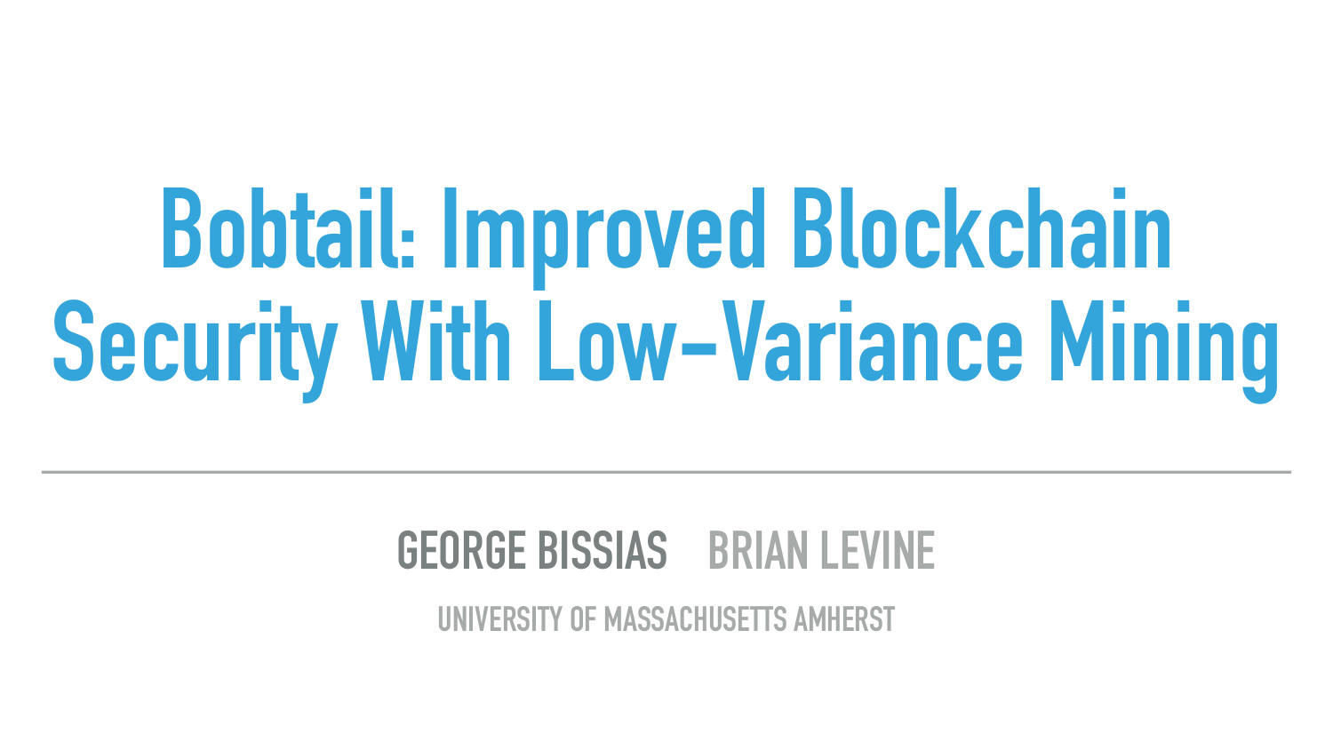# Bobtail: Improved Blockchain Security With Low-Variance Mining

GEORGE BISSIAS BRIAN LEVINE

UNIVERSITY OF MASSACHUSETTS AMHERST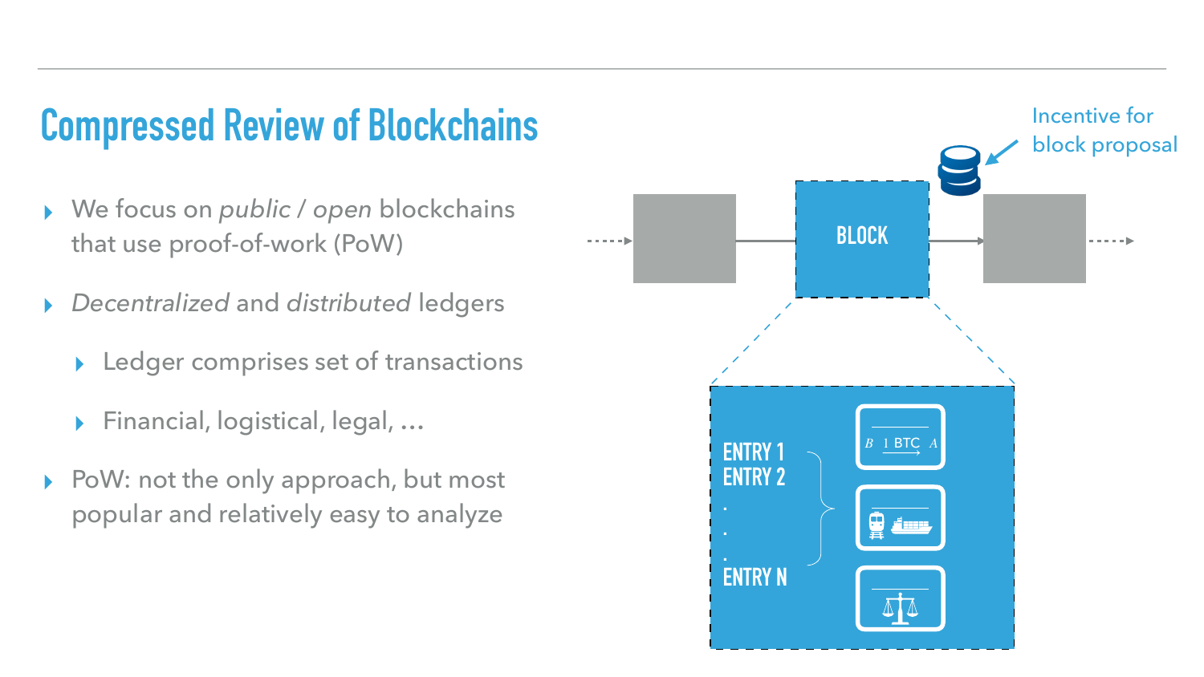## Compressed Review of Blockchains

- We focus on *public / open* blockchains that use proof-of-work (PoW)
- *Decentralized* and *distributed* ledgers
  - Ledger comprises set of transactions
  - Financial, logistical, legal, …
- PoW: not the only approach, but most popular and relatively easy to analyze

Incentive for block proposal

BLOCK

ENTRY 1
ENTRY 2
.
.
.
ENTRY N

$B \xrightarrow{1\ \text{BTC}} A$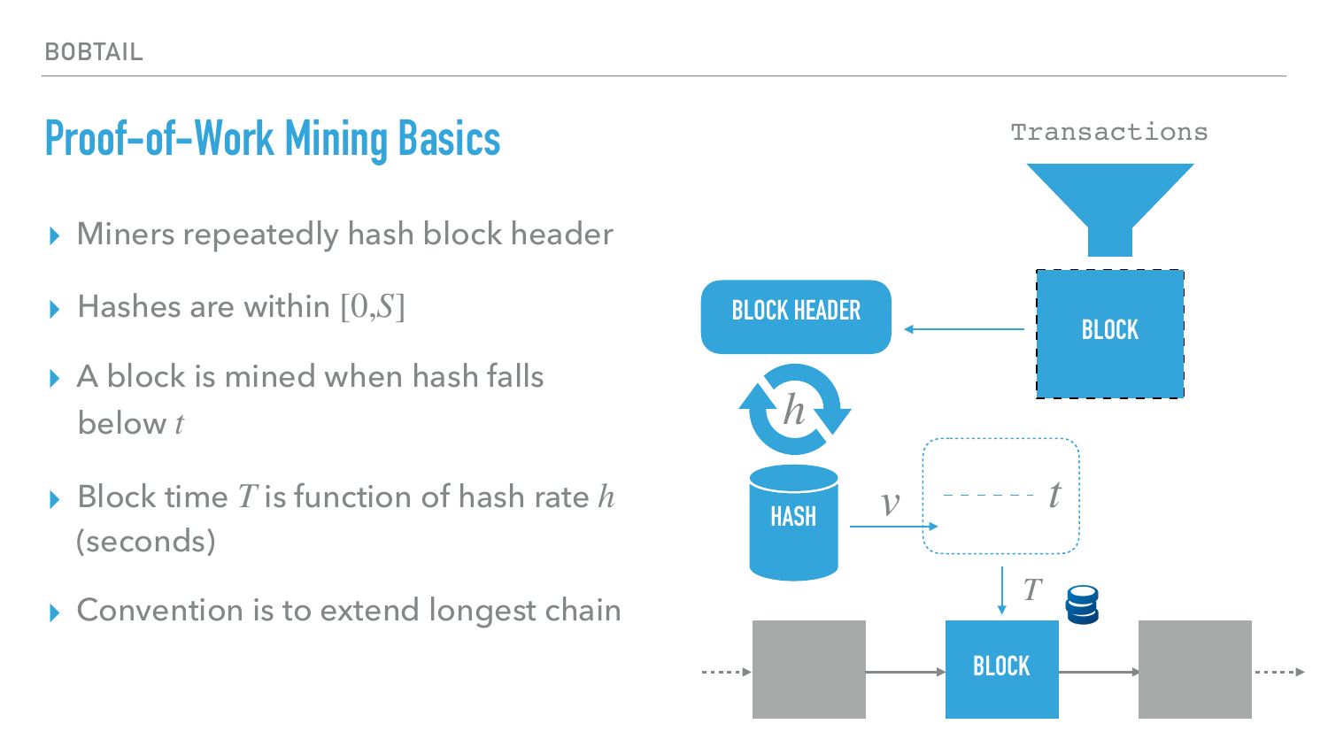# Proof-of-Work Mining Basics

- Miners repeatedly hash block header
- Hashes are within $[0,S]$
- A block is mined when hash falls below $t$
- Block time $T$ is function of hash rate $h$ (seconds)
- Convention is to extend longest chain

Transactions

BLOCK

BLOCK HEADER

$h$

HASH

$v$

$t$

$T$

BLOCK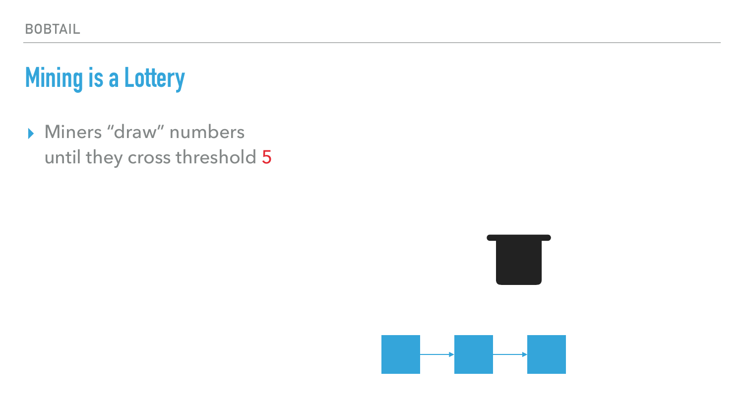# Mining is a Lottery

- Miners “draw” numbers until they cross threshold 5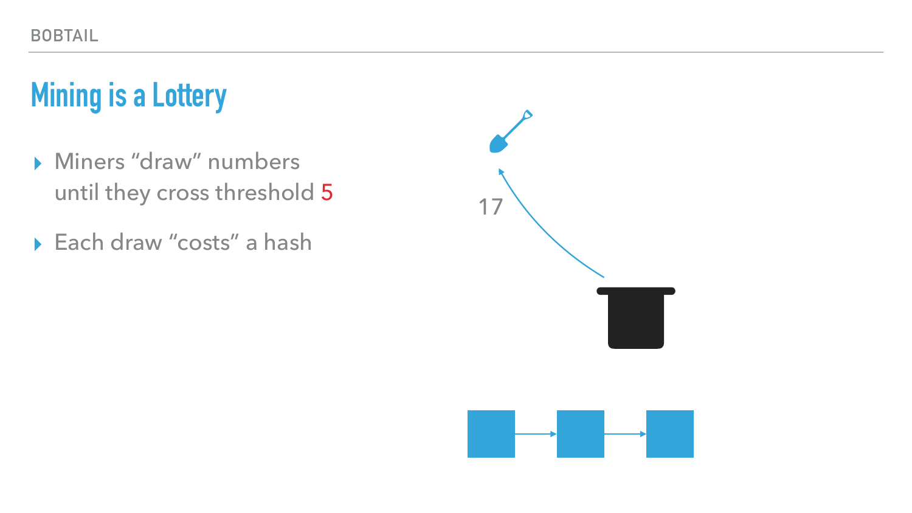## Mining is a Lottery

- Miners "draw" numbers until they cross threshold 5
- Each draw "costs" a hash

17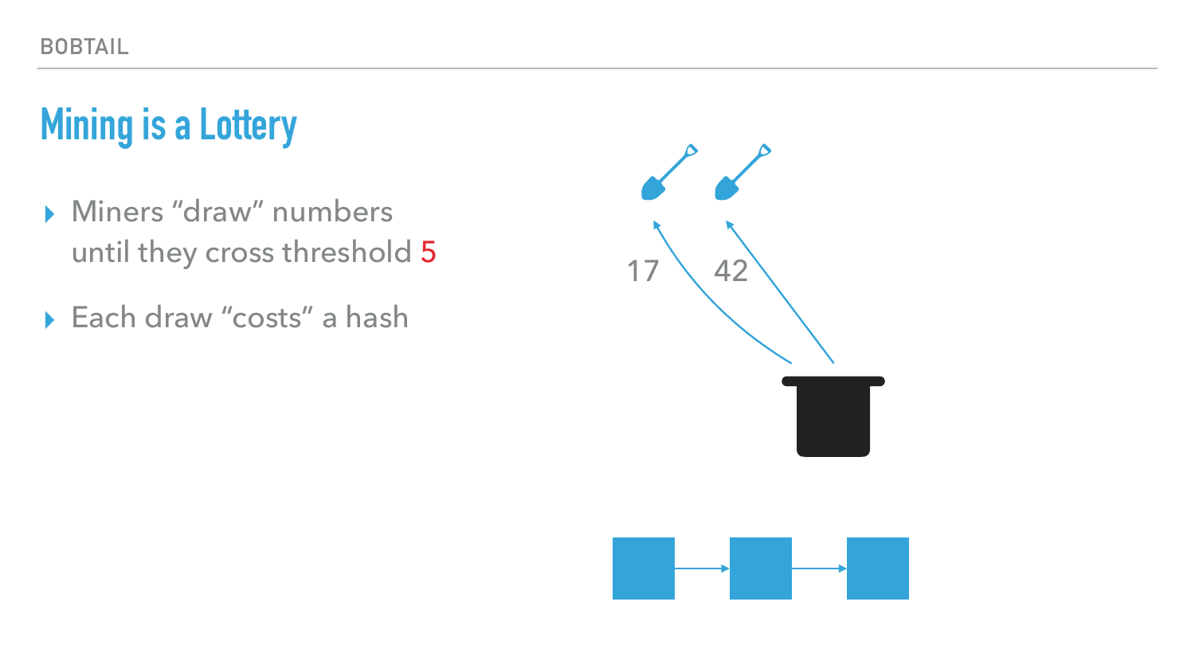# Mining is a Lottery

- Miners "draw" numbers until they cross threshold 5
- Each draw "costs" a hash

17 42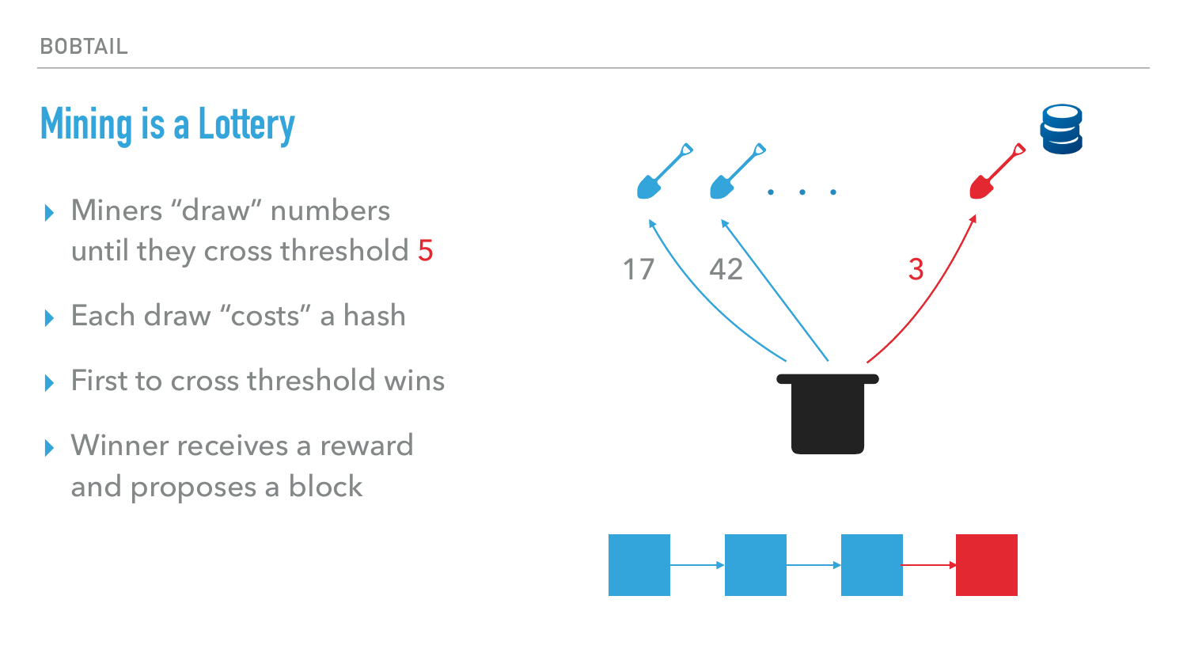# Mining is a Lottery

- Miners "draw" numbers until they cross threshold 5
- Each draw "costs" a hash
- First to cross threshold wins
- Winner receives a reward and proposes a block

17 42 3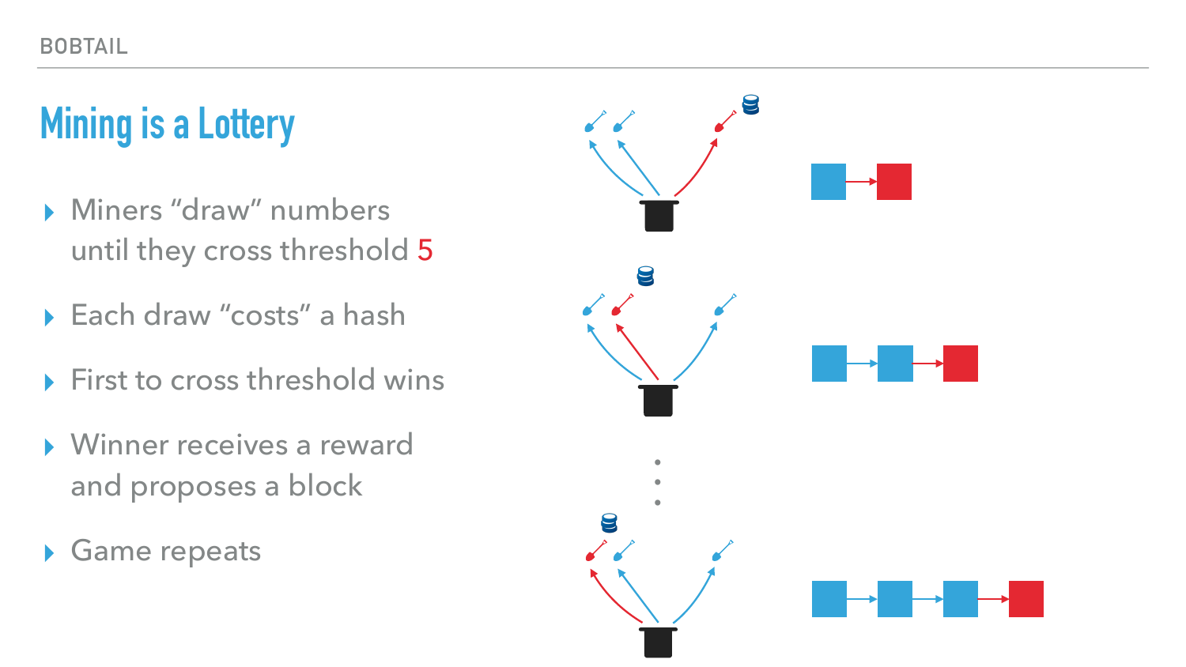# Mining is a Lottery

- Miners "draw" numbers until they cross threshold 5
- Each draw "costs" a hash
- First to cross threshold wins
- Winner receives a reward and proposes a block
- Game repeats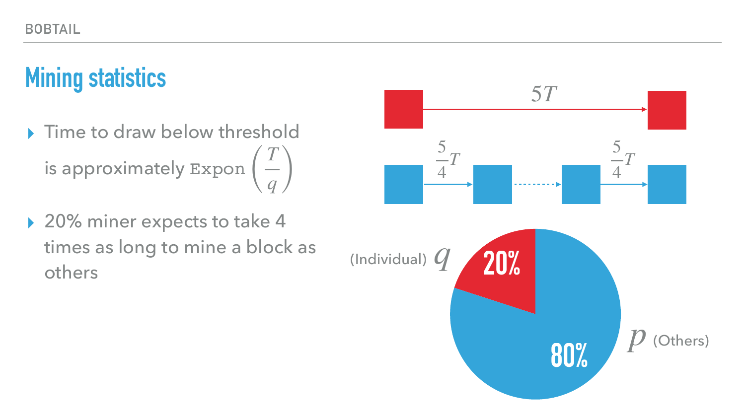## Mining statistics

- Time to draw below threshold is approximately $\texttt{Expon}\left(\frac{T}{q}\right)$
- 20% miner expects to take 4 times as long to mine a block as others

$5T$

$\frac{5}{4}T$ $\frac{5}{4}T$

(Individual) $q$ 20%

80% $p$ (Others)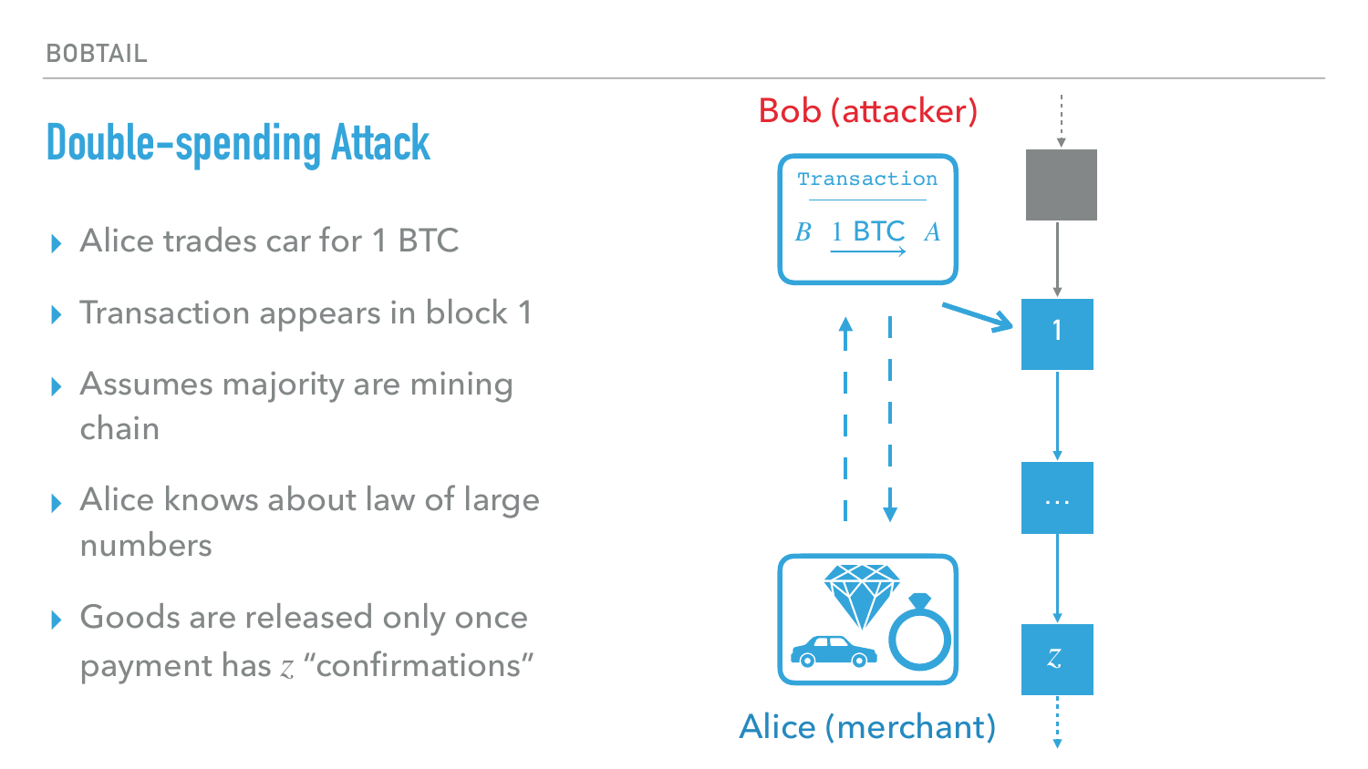# Double-spending Attack

- Alice trades car for 1 BTC
- Transaction appears in block 1
- Assumes majority are mining chain
- Alice knows about law of large numbers
- Goods are released only once payment has $z$ "confirmations"

Bob (attacker)

Transaction

$B$ 1 BTC $A$

1

...

$z$

Alice (merchant)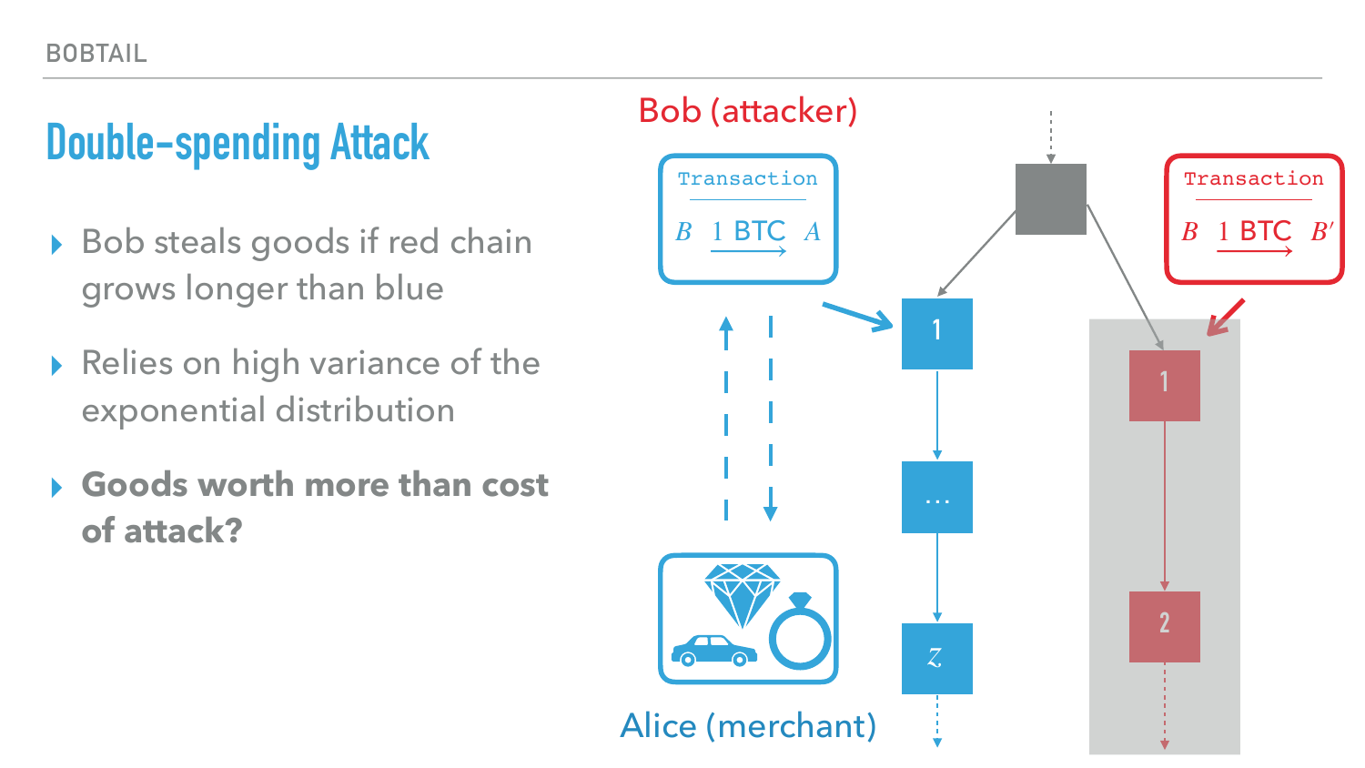# Double-spending Attack

- Bob steals goods if red chain grows longer than blue
- Relies on high variance of the exponential distribution
- **Goods worth more than cost of attack?**

Bob (attacker)

Transaction

$B \xrightarrow{1\text{ BTC}} A$

Transaction

$B \xrightarrow{1\text{ BTC}} B'$

1

…

$z$

1

2

Alice (merchant)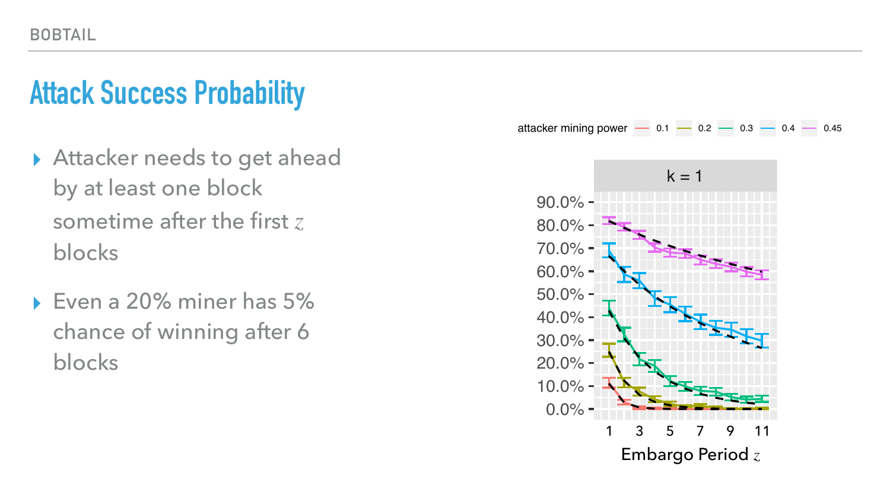# Attack Success Probability

- Attacker needs to get ahead by at least one block sometime after the first $z$ blocks
- Even a 20% miner has 5% chance of winning after 6 blocks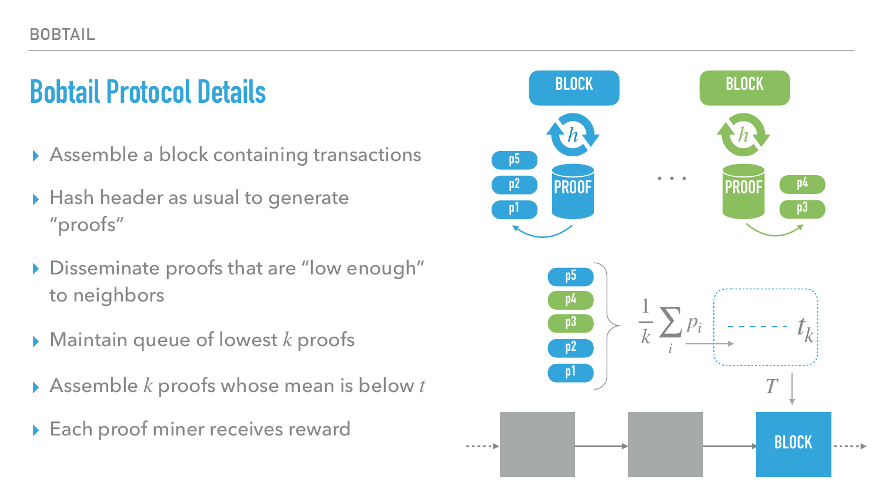# Bobtail Protocol Details

- Assemble a block containing transactions
- Hash header as usual to generate "proofs"
- Disseminate proofs that are "low enough" to neighbors
- Maintain queue of lowest $k$ proofs
- Assemble $k$ proofs whose mean is below $t$
- Each proof miner receives reward

BLOCK

$h$

PROOF

p5 p2 p1

. . .

BLOCK

$h$

PROOF

p4 p3

p5 p4 p3 p2 p1

$$\frac{1}{k}\sum_i p_i \quad t_k$$

$T$

BLOCK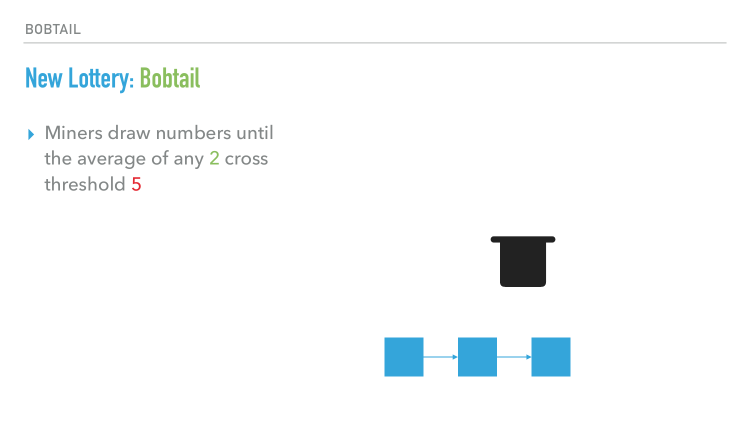# New Lottery: Bobtail

- Miners draw numbers until the average of any 2 cross threshold 5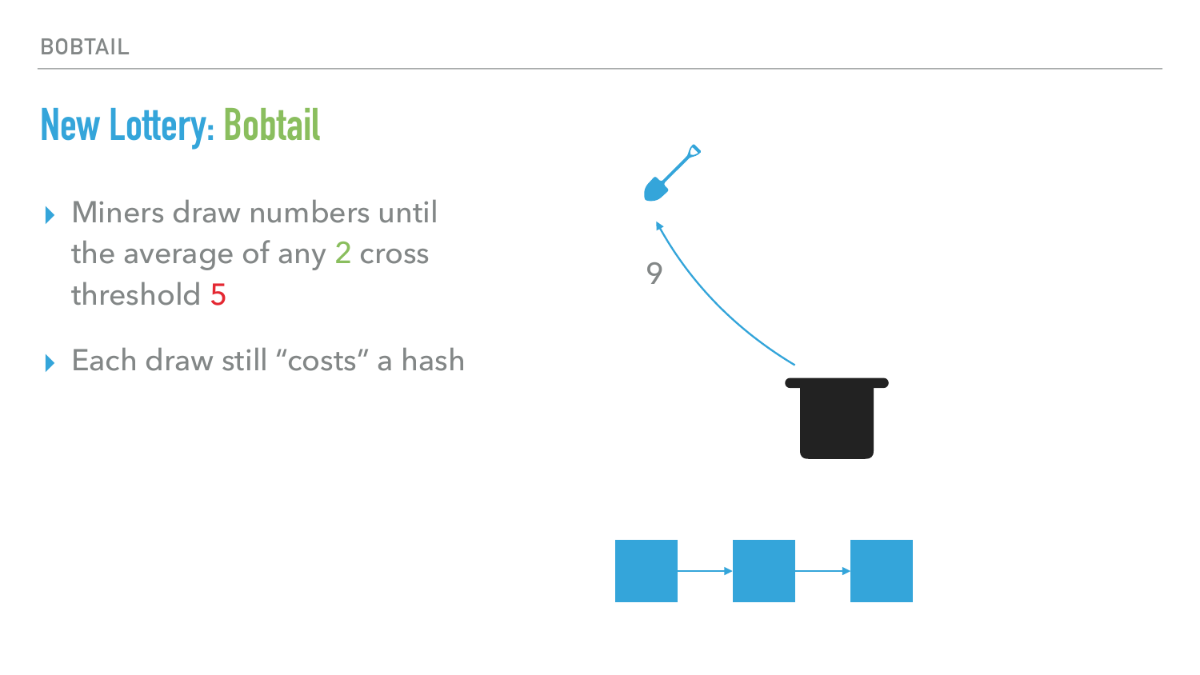## New Lottery: Bobtail

- Miners draw numbers until the average of any 2 cross threshold 5
- Each draw still "costs" a hash

9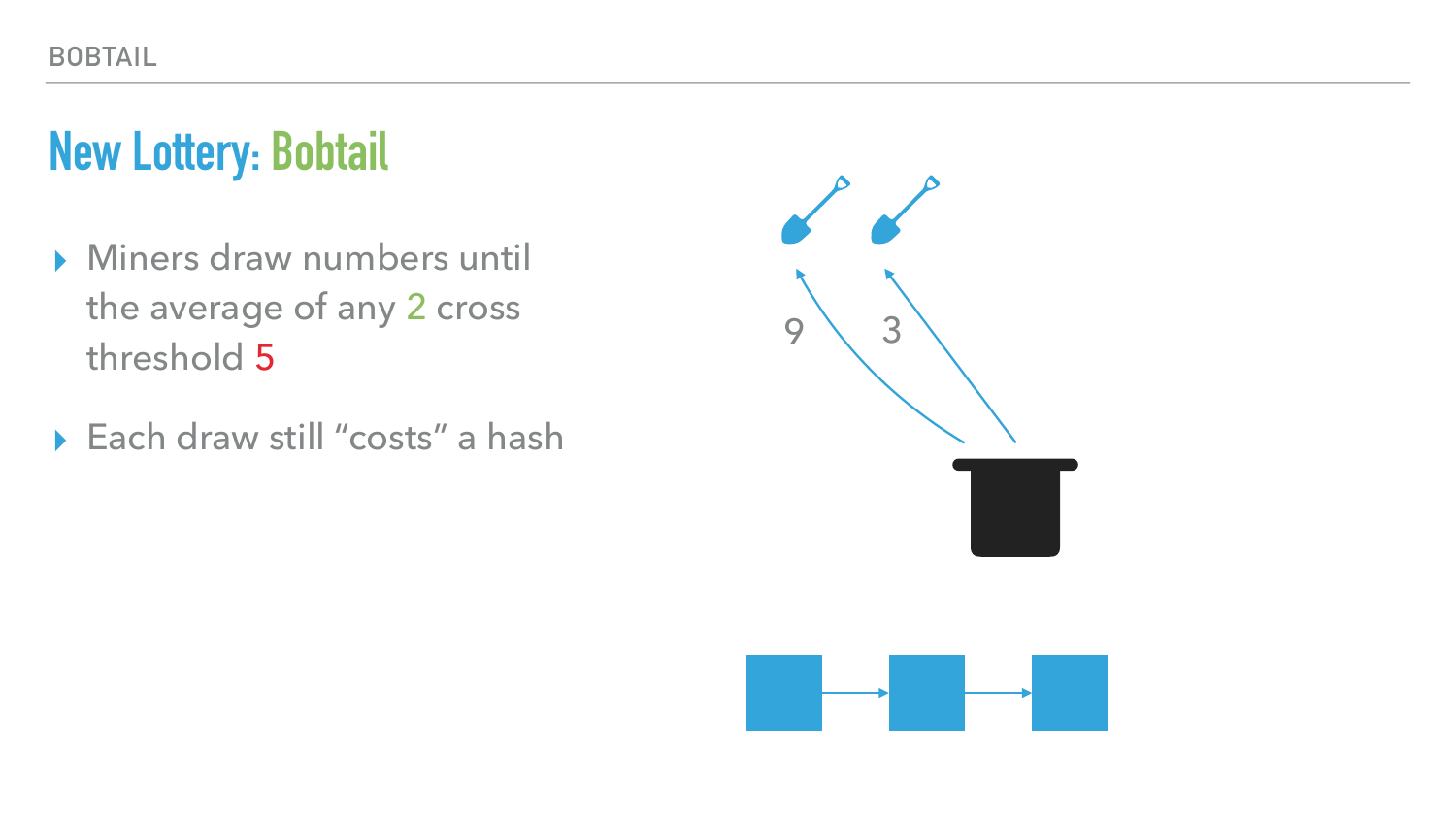# New Lottery: Bobtail

- Miners draw numbers until the average of any 2 cross threshold 5
- Each draw still "costs" a hash

9 3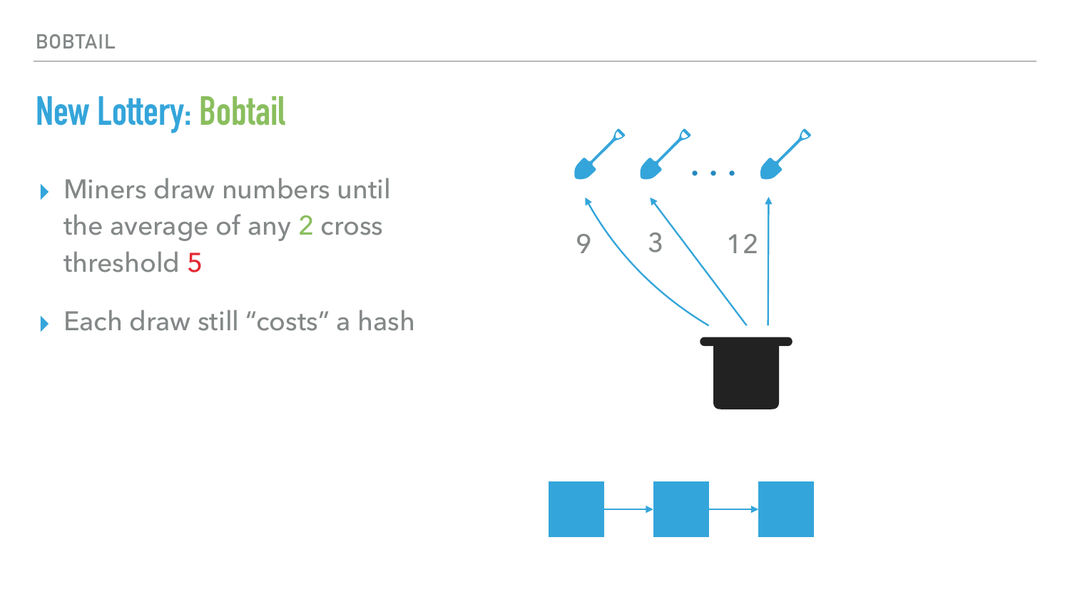# New Lottery: Bobtail

- Miners draw numbers until the average of any 2 cross threshold 5
- Each draw still "costs" a hash

9 3 12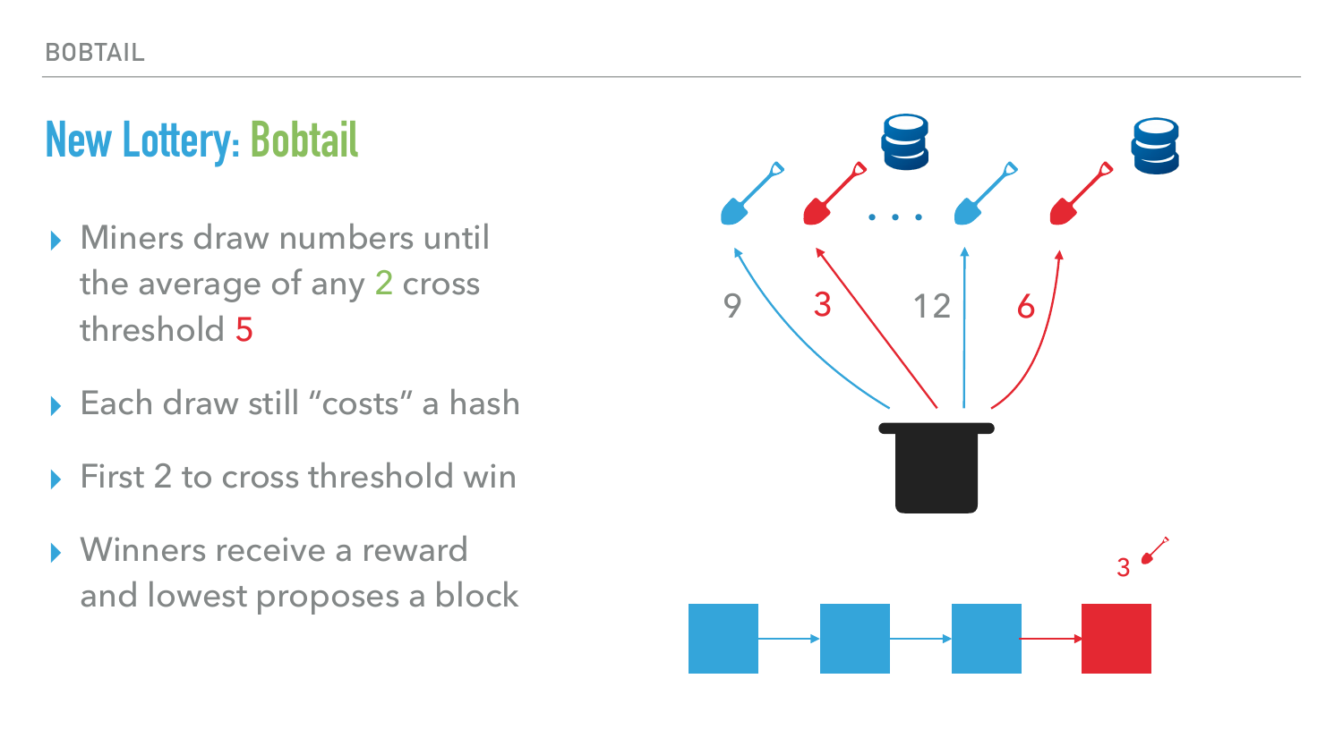# New Lottery: Bobtail

- Miners draw numbers until the average of any 2 cross threshold 5
- Each draw still "costs" a hash
- First 2 to cross threshold win
- Winners receive a reward and lowest proposes a block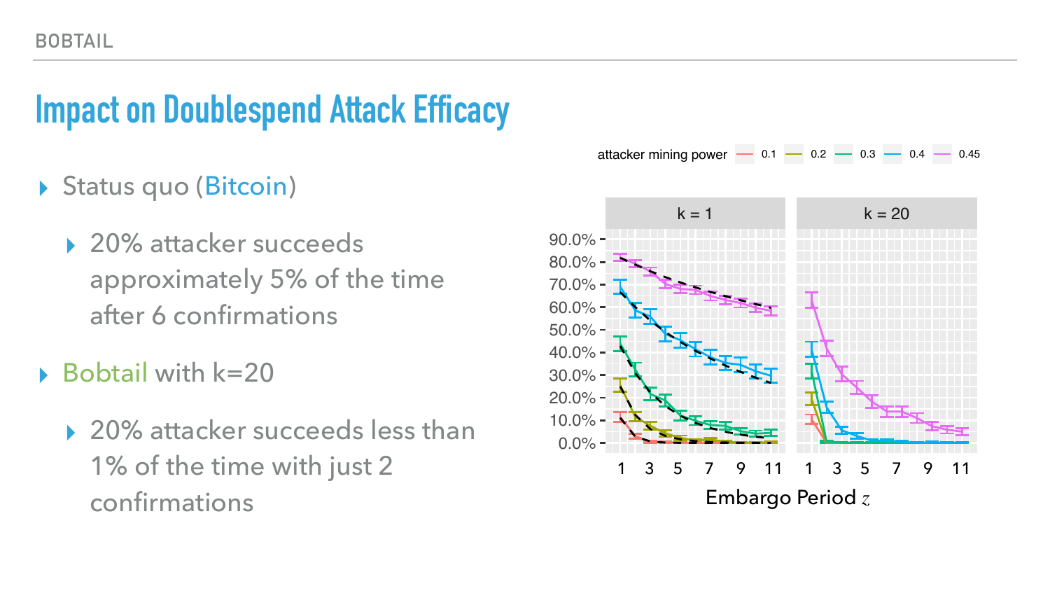# Impact on Doublespend Attack Efficacy

- Status quo (Bitcoin)
  - 20% attacker succeeds approximately 5% of the time after 6 confirmations
- Bobtail with k=20
  - 20% attacker succeeds less than 1% of the time with just 2 confirmations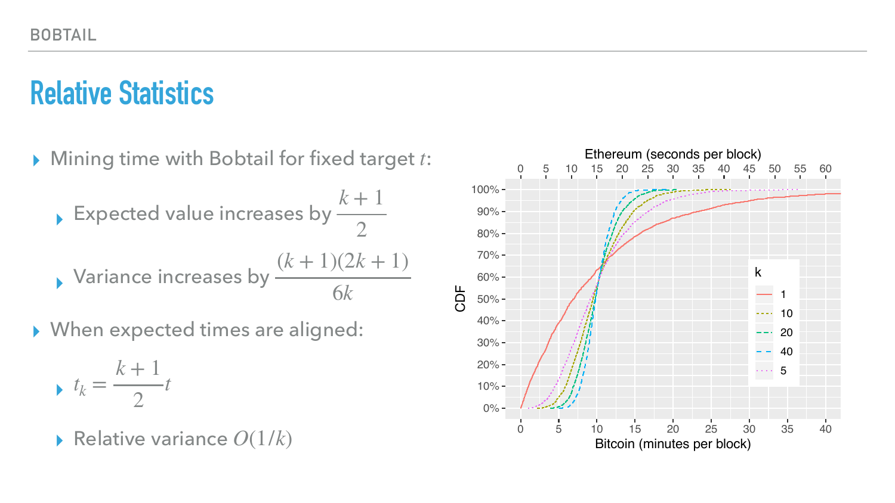# Relative Statistics

- Mining time with Bobtail for fixed target $t$:
  - Expected value increases by $\frac{k+1}{2}$
  - Variance increases by $\frac{(k+1)(2k+1)}{6k}$
- When expected times are aligned:
  - $t_k = \frac{k+1}{2}t$
  - Relative variance $O(1/k)$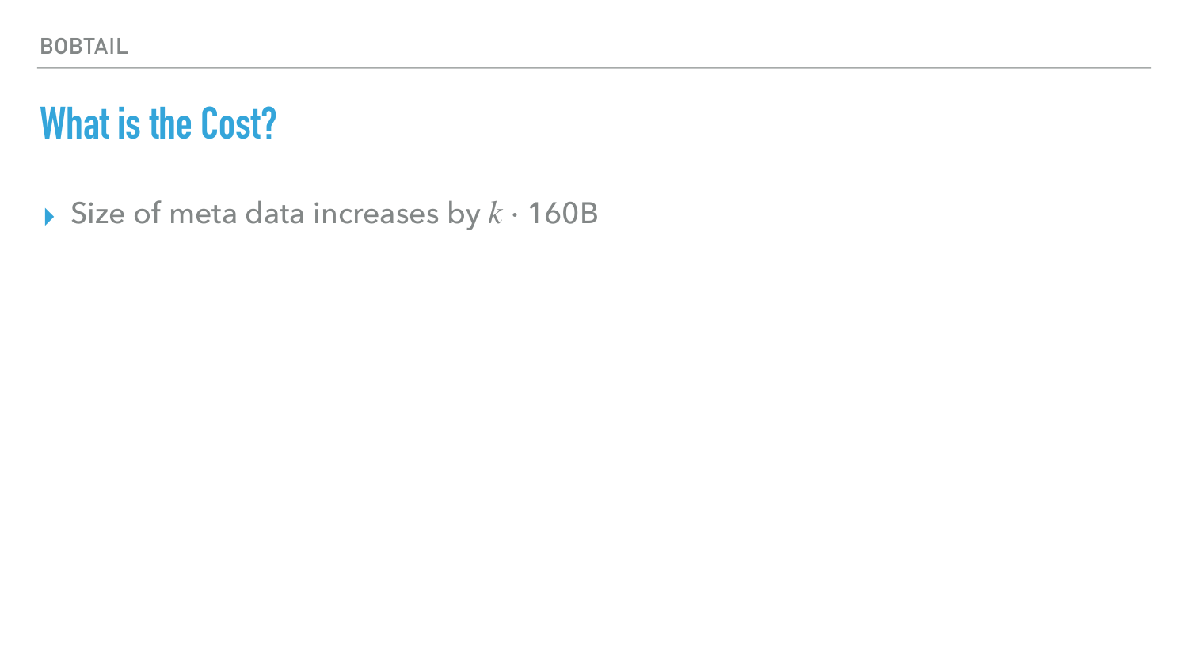# What is the Cost?

- Size of meta data increases by $k \cdot$ 160B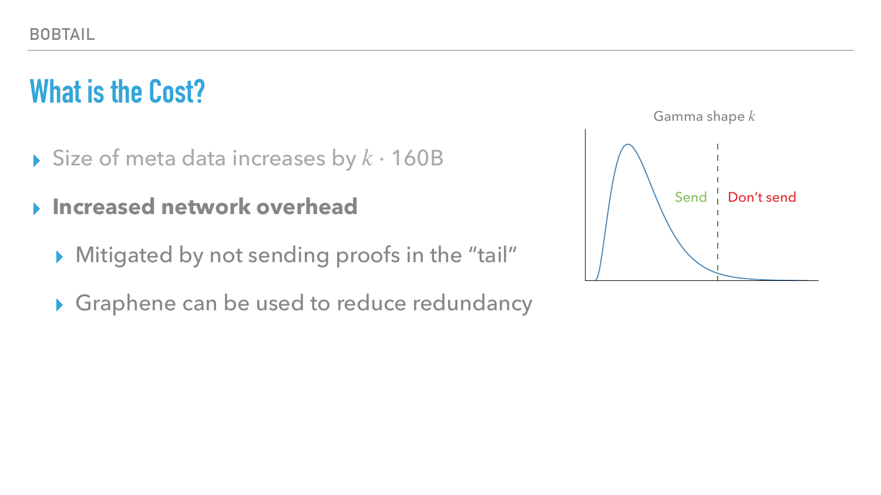# What is the Cost?

- Size of meta data increases by $k \cdot 160$B
- **Increased network overhead**
  - Mitigated by not sending proofs in the "tail"
  - Graphene can be used to reduce redundancy

Gamma shape $k$

Send | Don't send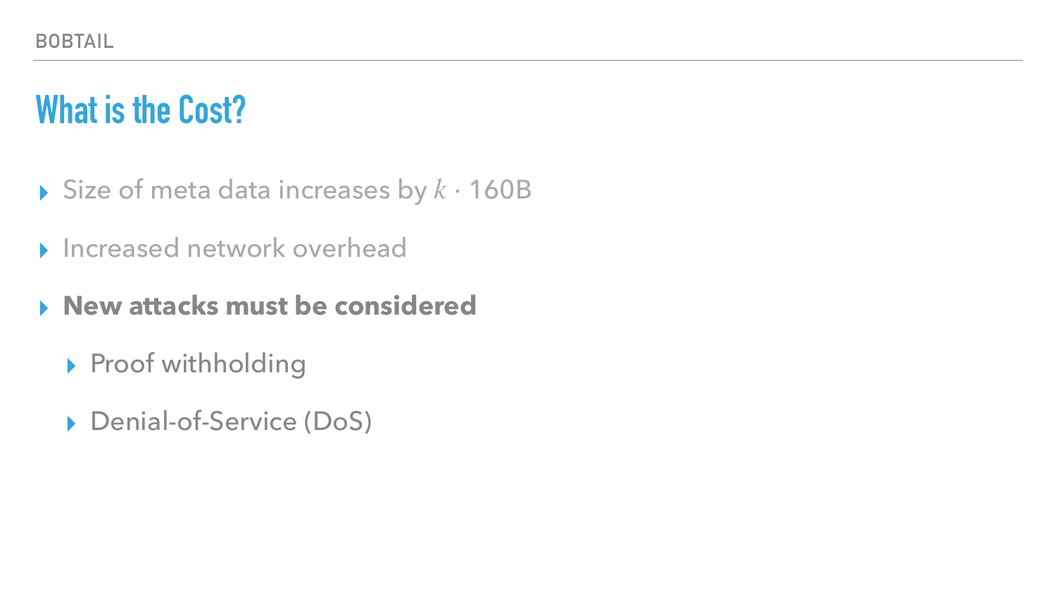# What is the Cost?

- Size of meta data increases by $k \cdot 160$B
- Increased network overhead
- **New attacks must be considered**
  - Proof withholding
  - Denial-of-Service (DoS)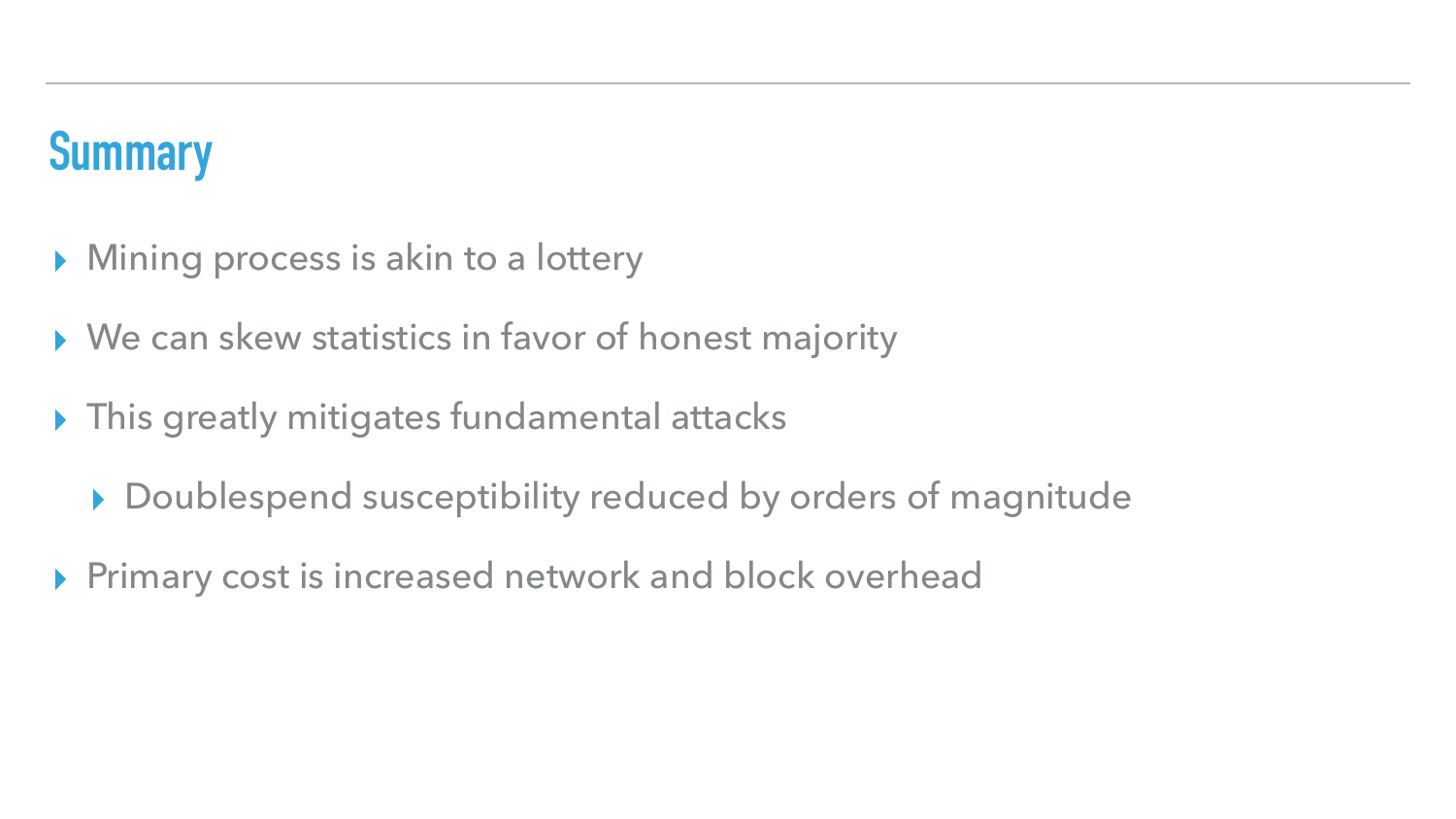# Summary

- Mining process is akin to a lottery
- We can skew statistics in favor of honest majority
- This greatly mitigates fundamental attacks
  - Doublespend susceptibility reduced by orders of magnitude
- Primary cost is increased network and block overhead